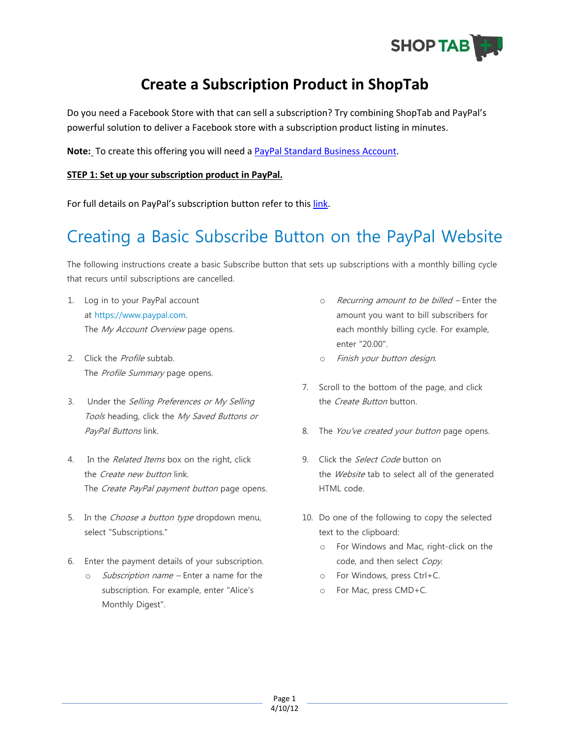// Create a Subscription Product in ShopTab

Do you need a Facebook Store with that can sell a subscription? Try combining ShopTab and PayPal's powerful solution to deliver a Facebook store with a subscription product listing in minutes.

**Note:** To create this offering you will need a PayPal Standard Business Account.

**STEP 1: Set up your subscription product in PayPal.**

For full details on PayPal's subscription button refer to this link.

## Creating a Basic Subscribe Button on the PayPal Website

The following instructions create a basic Subscribe button that sets up subscriptions with a monthly billing cycle that recurs until subscriptions are cancelled.

1. Log in to your PayPal account at https://www.paypal.com.
   The *My Account Overview* page opens.
2. Click the *Profile* subtab.
   The *Profile Summary* page opens.
3. Under the *Selling Preferences or My Selling Tools* heading, click the *My Saved Buttons or PayPal Buttons* link.
4. In the *Related Items* box on the right, click the *Create new button* link.
   The *Create PayPal payment button* page opens.
5. In the *Choose a button type* dropdown menu, select "Subscriptions."
6. Enter the payment details of your subscription.
   - *Subscription name* – Enter a name for the subscription. For example, enter "Alice's Monthly Digest".
   - *Recurring amount to be billed* – Enter the amount you want to bill subscribers for each monthly billing cycle. For example, enter "20.00".
   - *Finish your button design.*
7. Scroll to the bottom of the page, and click the *Create Button* button.
8. The *You've created your button* page opens.
9. Click the *Select Code* button on the *Website* tab to select all of the generated HTML code.
10. Do one of the following to copy the selected text to the clipboard:
    - For Windows and Mac, right-click on the code, and then select *Copy.*
    - For Windows, press Ctrl+C.
    - For Mac, press CMD+C.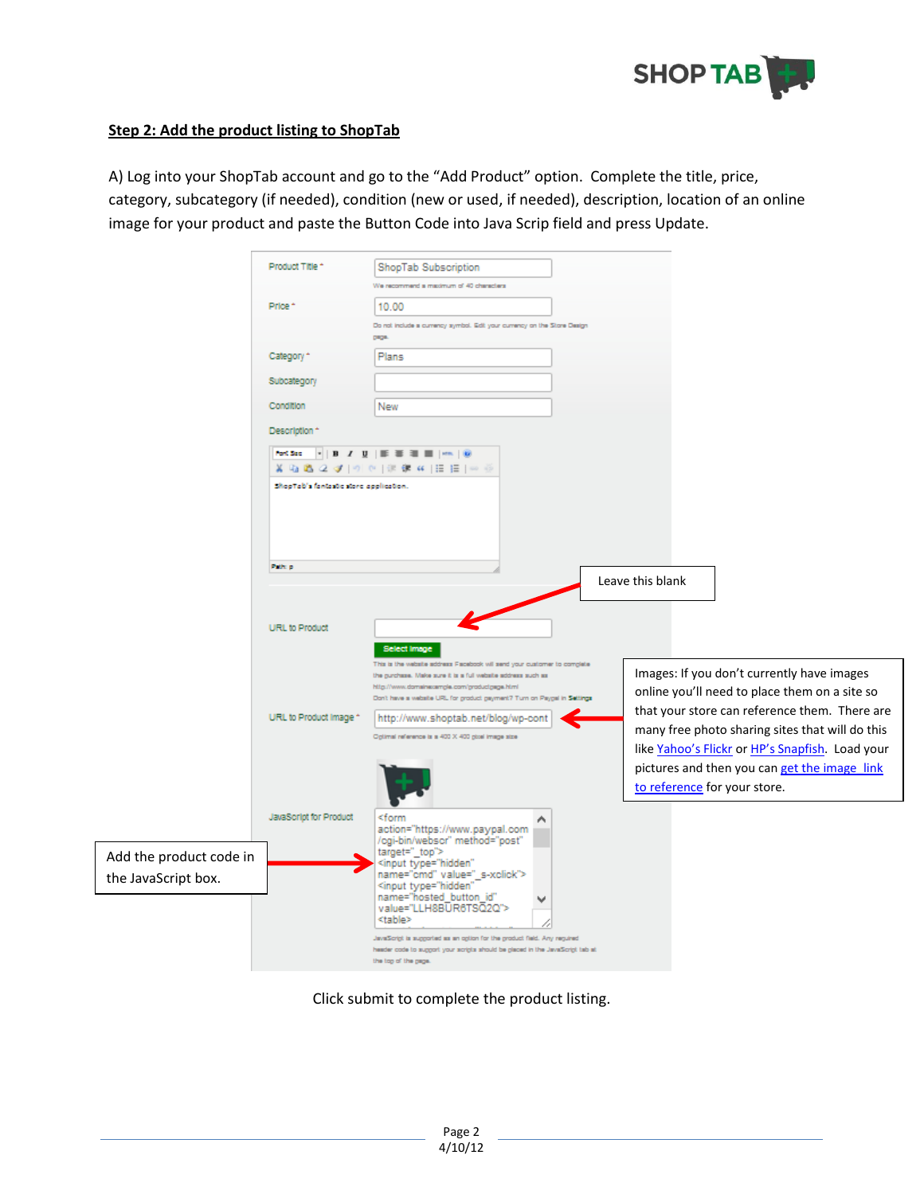**Step 2: Add the product listing to ShopTab**

A) Log into your ShopTab account and go to the "Add Product" option.  Complete the title, price, category, subcategory (if needed), condition (new or used, if needed), description, location of an online image for your product and paste the Button Code into Java Scrip field and press Update.

Leave this blank

Images: If you don't currently have images online you'll need to place them on a site so that your store can reference them.  There are many free photo sharing sites that will do this like Yahoo's Flickr or HP's Snapfish.  Load your pictures and then you can get the image  link to reference for your store.

Add the product code in the JavaScript box.

Click submit to complete the product listing.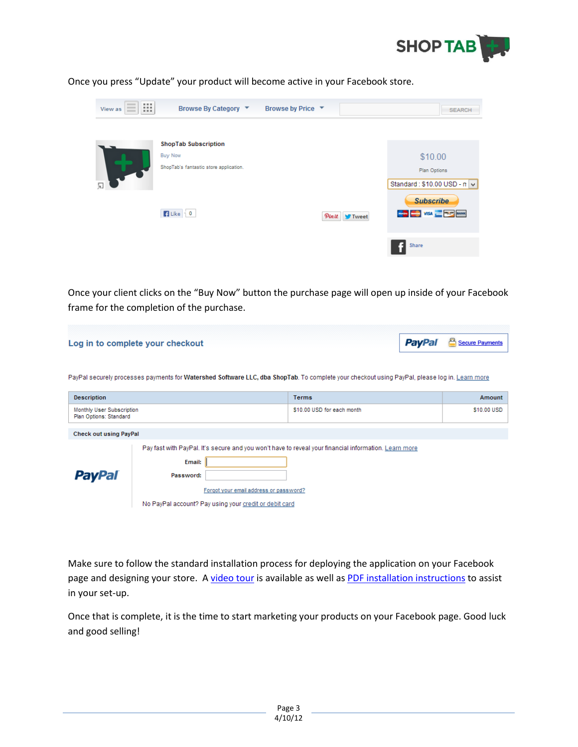Once you press "Update" your product will become active in your Facebook store.

View as | Browse By Category | Browse by Price | SEARCH

ShopTab Subscription

Buy Now

ShopTab's fantastic store application.

$10.00

Plan Options

Standard : $10.00 USD - m

Subscribe

Like 0

Pin it Tweet

Share

Once your client clicks on the "Buy Now" button the purchase page will open up inside of your Facebook frame for the completion of the purchase.

**Log in to complete your checkout**

PayPal Secure Payments

PayPal securely processes payments for **Watershed Software LLC, dba ShopTab**. To complete your checkout using PayPal, please log in. Learn more

| Description | Terms | Amount |
|---|---|---|
| Monthly User Subscription<br>Plan Options: Standard | $10.00 USD for each month | $10.00 USD |

**Check out using PayPal**

PayPal

Pay fast with PayPal. It's secure and you won't have to reveal your financial information. Learn more

Email:

Password:

Forgot your email address or password?

No PayPal account? Pay using your credit or debit card

Make sure to follow the standard installation process for deploying the application on your Facebook page and designing your store. A video tour is available as well as PDF installation instructions to assist in your set-up.

Once that is complete, it is the time to start marketing your products on your Facebook page. Good luck and good selling!